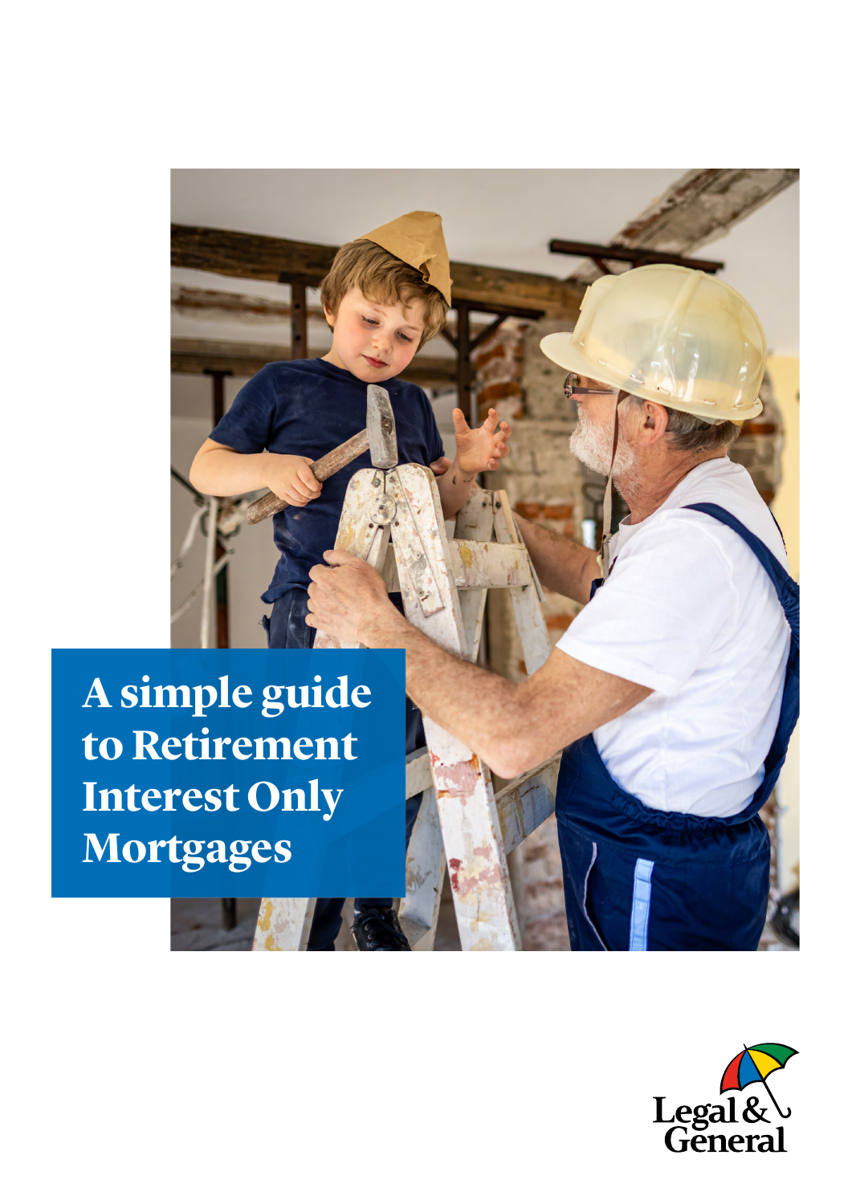# A simple guide to Retirement Interest Only Mortgages

Legal & General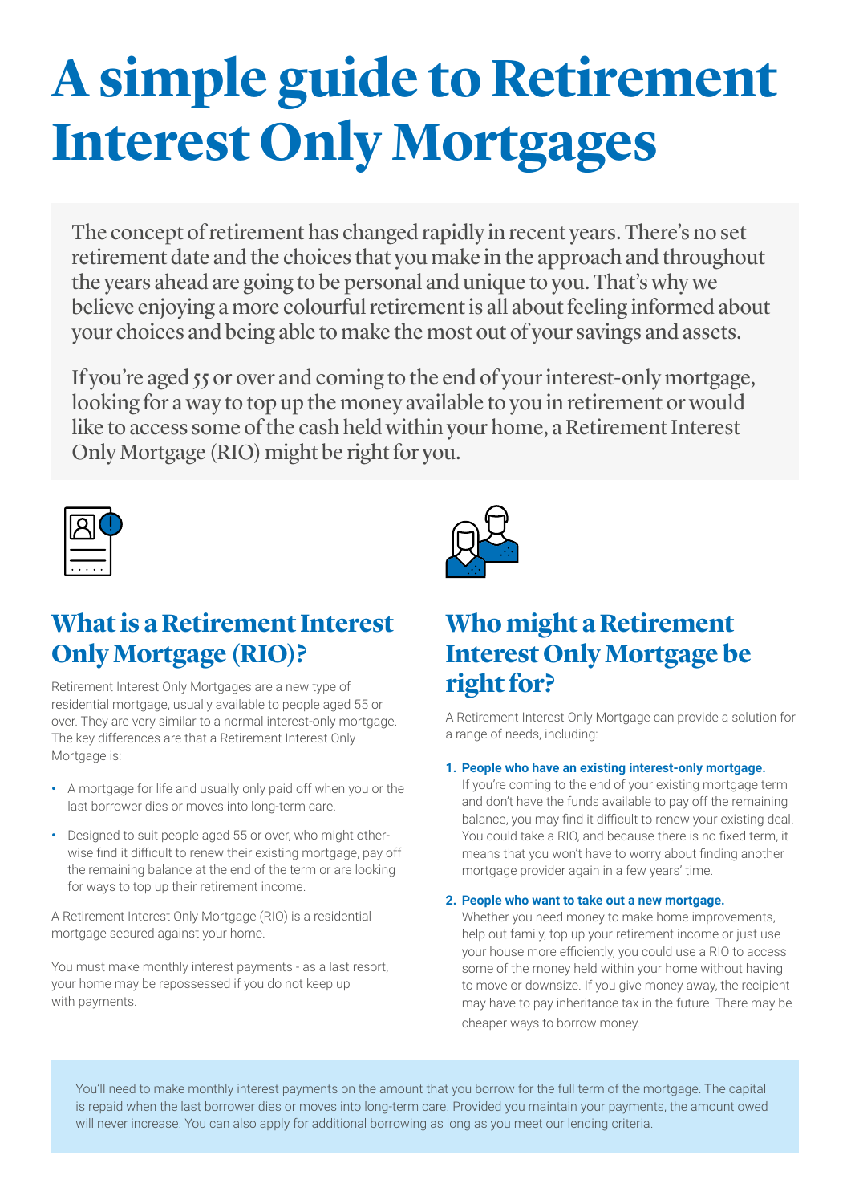# A simple guide to Retirement Interest Only Mortgages

The concept of retirement has changed rapidly in recent years. There's no set retirement date and the choices that you make in the approach and throughout the years ahead are going to be personal and unique to you. That's why we believe enjoying a more colourful retirement is all about feeling informed about your choices and being able to make the most out of your savings and assets.

If you're aged 55 or over and coming to the end of your interest-only mortgage, looking for a way to top up the money available to you in retirement or would like to access some of the cash held within your home, a Retirement Interest Only Mortgage (RIO) might be right for you.

## What is a Retirement Interest Only Mortgage (RIO)?

Retirement Interest Only Mortgages are a new type of residential mortgage, usually available to people aged 55 or over. They are very similar to a normal interest-only mortgage. The key differences are that a Retirement Interest Only Mortgage is:

- A mortgage for life and usually only paid off when you or the last borrower dies or moves into long-term care.
- Designed to suit people aged 55 or over, who might otherwise find it difficult to renew their existing mortgage, pay off the remaining balance at the end of the term or are looking for ways to top up their retirement income.

A Retirement Interest Only Mortgage (RIO) is a residential mortgage secured against your home.

You must make monthly interest payments - as a last resort, your home may be repossessed if you do not keep up with payments.

## Who might a Retirement Interest Only Mortgage be right for?

A Retirement Interest Only Mortgage can provide a solution for a range of needs, including:

1. **People who have an existing interest-only mortgage.**
   If you're coming to the end of your existing mortgage term and don't have the funds available to pay off the remaining balance, you may find it difficult to renew your existing deal. You could take a RIO, and because there is no fixed term, it means that you won't have to worry about finding another mortgage provider again in a few years' time.

2. **People who want to take out a new mortgage.**
   Whether you need money to make home improvements, help out family, top up your retirement income or just use your house more efficiently, you could use a RIO to access some of the money held within your home without having to move or downsize. If you give money away, the recipient may have to pay inheritance tax in the future. There may be cheaper ways to borrow money.

You'll need to make monthly interest payments on the amount that you borrow for the full term of the mortgage. The capital is repaid when the last borrower dies or moves into long-term care. Provided you maintain your payments, the amount owed will never increase. You can also apply for additional borrowing as long as you meet our lending criteria.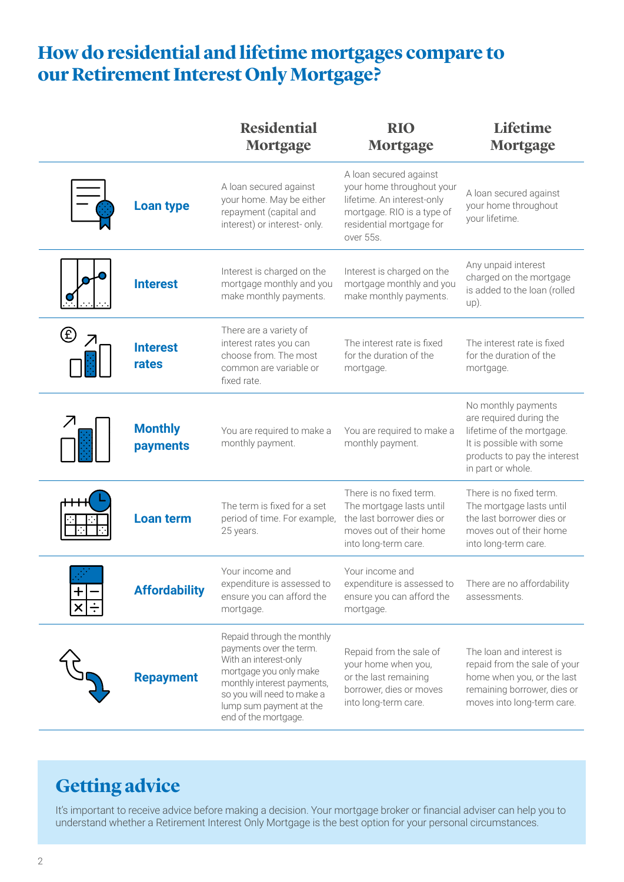# How do residential and lifetime mortgages compare to our Retirement Interest Only Mortgage?

| | Residential Mortgage | RIO Mortgage | Lifetime Mortgage |
|---|---|---|---|
| **Loan type** | A loan secured against your home. May be either repayment (capital and interest) or interest- only. | A loan secured against your home throughout your lifetime. An interest-only mortgage. RIO is a type of residential mortgage for over 55s. | A loan secured against your home throughout your lifetime. |
| **Interest** | Interest is charged on the mortgage monthly and you make monthly payments. | Interest is charged on the mortgage monthly and you make monthly payments. | Any unpaid interest charged on the mortgage is added to the loan (rolled up). |
| **Interest rates** | There are a variety of interest rates you can choose from. The most common are variable or fixed rate. | The interest rate is fixed for the duration of the mortgage. | The interest rate is fixed for the duration of the mortgage. |
| **Monthly payments** | You are required to make a monthly payment. | You are required to make a monthly payment. | No monthly payments are required during the lifetime of the mortgage. It is possible with some products to pay the interest in part or whole. |
| **Loan term** | The term is fixed for a set period of time. For example, 25 years. | There is no fixed term. The mortgage lasts until the last borrower dies or moves out of their home into long-term care. | There is no fixed term. The mortgage lasts until the last borrower dies or moves out of their home into long-term care. |
| **Affordability** | Your income and expenditure is assessed to ensure you can afford the mortgage. | Your income and expenditure is assessed to ensure you can afford the mortgage. | There are no affordability assessments. |
| **Repayment** | Repaid through the monthly payments over the term. With an interest-only mortgage you only make monthly interest payments, so you will need to make a lump sum payment at the end of the mortgage. | Repaid from the sale of your home when you, or the last remaining borrower, dies or moves into long-term care. | The loan and interest is repaid from the sale of your home when you, or the last remaining borrower, dies or moves into long-term care. |

## Getting advice

It's important to receive advice before making a decision. Your mortgage broker or financial adviser can help you to understand whether a Retirement Interest Only Mortgage is the best option for your personal circumstances.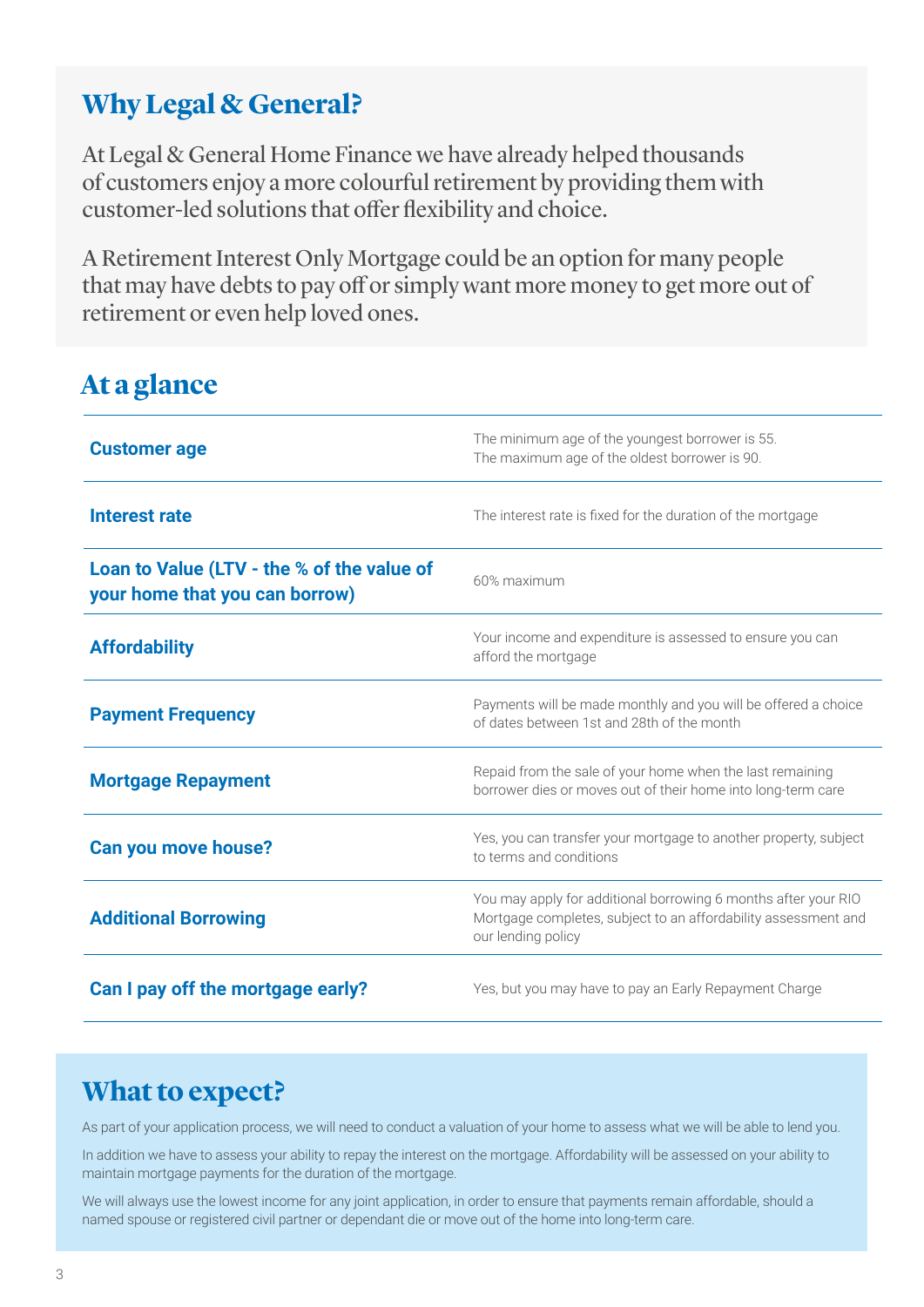## Why Legal & General?

At Legal & General Home Finance we have already helped thousands of customers enjoy a more colourful retirement by providing them with customer-led solutions that offer flexibility and choice.

A Retirement Interest Only Mortgage could be an option for many people that may have debts to pay off or simply want more money to get more out of retirement or even help loved ones.

## At a glance

| | |
|---|---|
| **Customer age** | The minimum age of the youngest borrower is 55. The maximum age of the oldest borrower is 90. |
| **Interest rate** | The interest rate is fixed for the duration of the mortgage |
| **Loan to Value (LTV - the % of the value of your home that you can borrow)** | 60% maximum |
| **Affordability** | Your income and expenditure is assessed to ensure you can afford the mortgage |
| **Payment Frequency** | Payments will be made monthly and you will be offered a choice of dates between 1st and 28th of the month |
| **Mortgage Repayment** | Repaid from the sale of your home when the last remaining borrower dies or moves out of their home into long-term care |
| **Can you move house?** | Yes, you can transfer your mortgage to another property, subject to terms and conditions |
| **Additional Borrowing** | You may apply for additional borrowing 6 months after your RIO Mortgage completes, subject to an affordability assessment and our lending policy |
| **Can I pay off the mortgage early?** | Yes, but you may have to pay an Early Repayment Charge |

## What to expect?

As part of your application process, we will need to conduct a valuation of your home to assess what we will be able to lend you.

In addition we have to assess your ability to repay the interest on the mortgage. Affordability will be assessed on your ability to maintain mortgage payments for the duration of the mortgage.

We will always use the lowest income for any joint application, in order to ensure that payments remain affordable, should a named spouse or registered civil partner or dependant die or move out of the home into long-term care.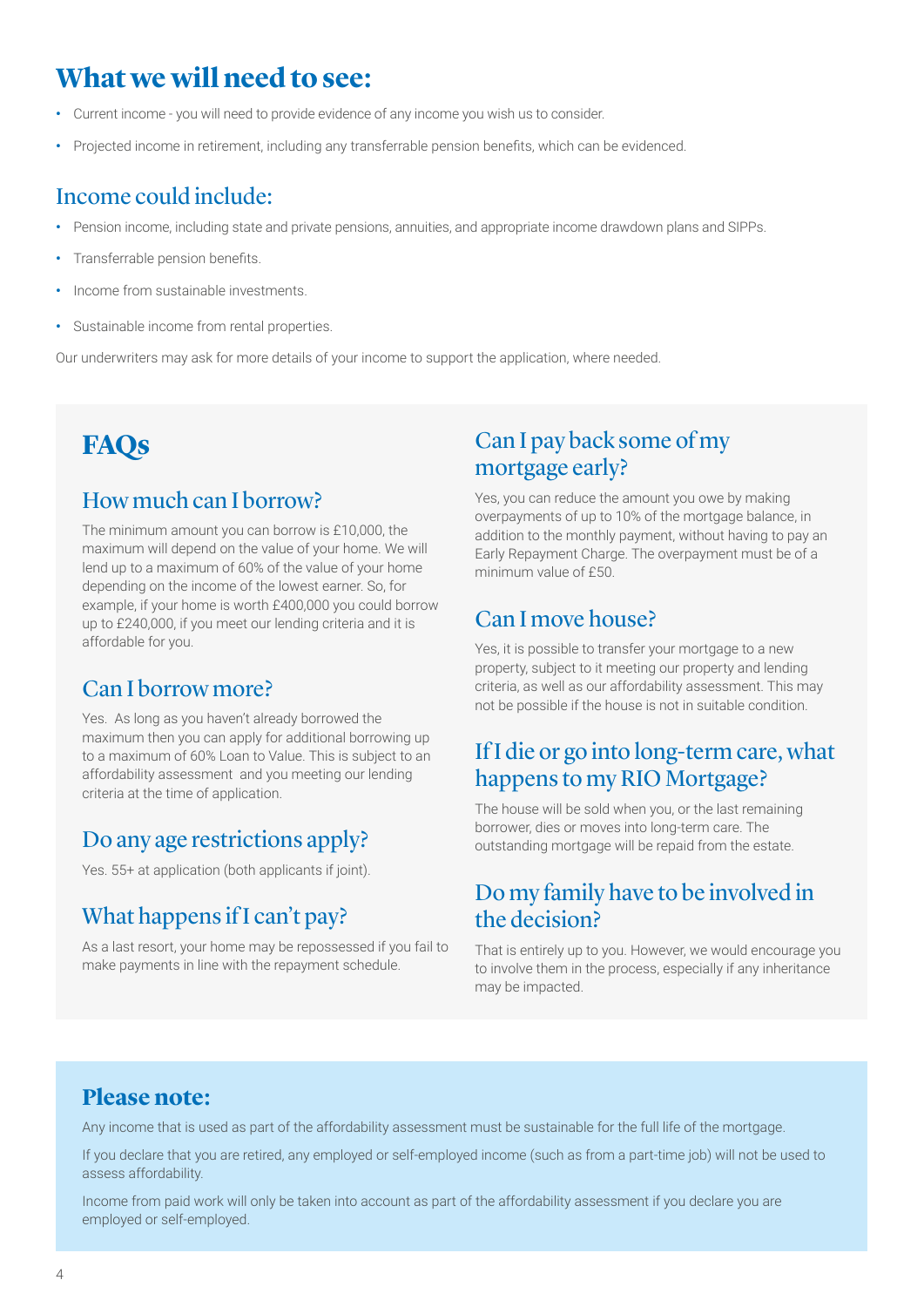## What we will need to see:

- Current income - you will need to provide evidence of any income you wish us to consider.
- Projected income in retirement, including any transferrable pension benefits, which can be evidenced.

### Income could include:

- Pension income, including state and private pensions, annuities, and appropriate income drawdown plans and SIPPs.
- Transferrable pension benefits.
- Income from sustainable investments.
- Sustainable income from rental properties.

Our underwriters may ask for more details of your income to support the application, where needed.

## FAQs

### How much can I borrow?

The minimum amount you can borrow is £10,000, the maximum will depend on the value of your home. We will lend up to a maximum of 60% of the value of your home depending on the income of the lowest earner. So, for example, if your home is worth £400,000 you could borrow up to £240,000, if you meet our lending criteria and it is affordable for you.

### Can I borrow more?

Yes. As long as you haven't already borrowed the maximum then you can apply for additional borrowing up to a maximum of 60% Loan to Value. This is subject to an affordability assessment and you meeting our lending criteria at the time of application.

### Do any age restrictions apply?

Yes. 55+ at application (both applicants if joint).

### What happens if I can't pay?

As a last resort, your home may be repossessed if you fail to make payments in line with the repayment schedule.

### Can I pay back some of my mortgage early?

Yes, you can reduce the amount you owe by making overpayments of up to 10% of the mortgage balance, in addition to the monthly payment, without having to pay an Early Repayment Charge. The overpayment must be of a minimum value of £50.

### Can I move house?

Yes, it is possible to transfer your mortgage to a new property, subject to it meeting our property and lending criteria, as well as our affordability assessment. This may not be possible if the house is not in suitable condition.

### If I die or go into long-term care, what happens to my RIO Mortgage?

The house will be sold when you, or the last remaining borrower, dies or moves into long-term care. The outstanding mortgage will be repaid from the estate.

### Do my family have to be involved in the decision?

That is entirely up to you. However, we would encourage you to involve them in the process, especially if any inheritance may be impacted.

## Please note:

Any income that is used as part of the affordability assessment must be sustainable for the full life of the mortgage.

If you declare that you are retired, any employed or self-employed income (such as from a part-time job) will not be used to assess affordability.

Income from paid work will only be taken into account as part of the affordability assessment if you declare you are employed or self-employed.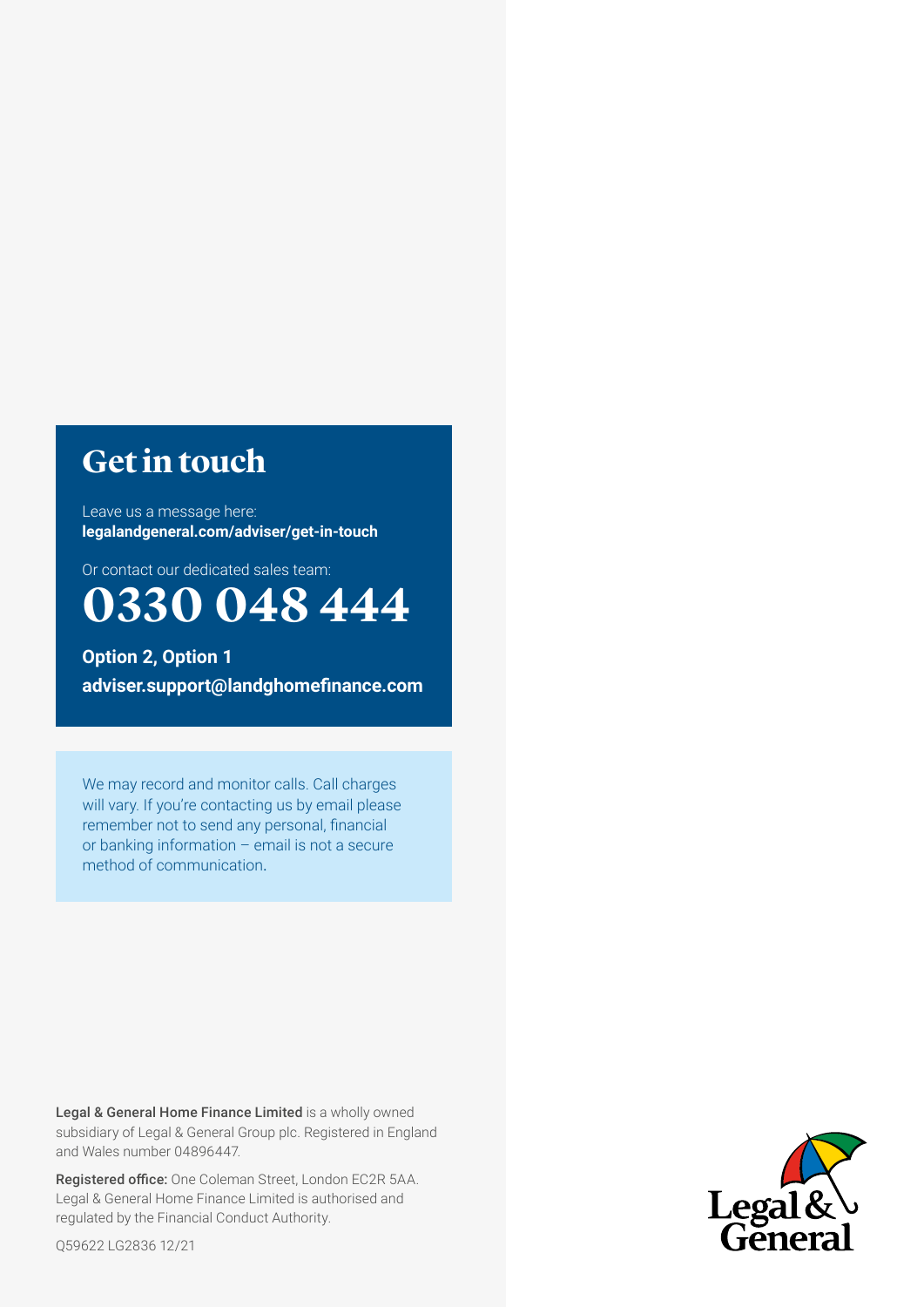## Get in touch

Leave us a message here:
**legalandgeneral.com/adviser/get-in-touch**

Or contact our dedicated sales team:

# 0330 048 444

**Option 2, Option 1**
**adviser.support@landghomefinance.com**

We may record and monitor calls. Call charges will vary. If you're contacting us by email please remember not to send any personal, financial or banking information – email is not a secure method of communication.

**Legal & General Home Finance Limited** is a wholly owned subsidiary of Legal & General Group plc. Registered in England and Wales number 04896447.

**Registered office:** One Coleman Street, London EC2R 5AA. Legal & General Home Finance Limited is authorised and regulated by the Financial Conduct Authority.

Q59622 LG2836 12/21

Legal & General